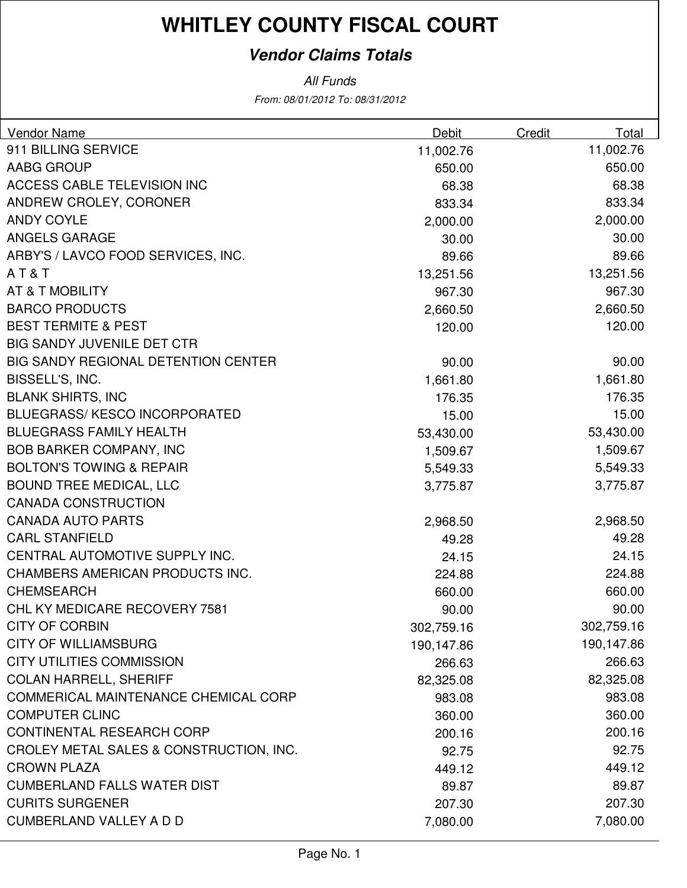# WHITLEY COUNTY FISCAL COURT

## *Vendor Claims Totals*

*All Funds*

*From: 08/01/2012 To: 08/31/2012*

| Vendor Name | Debit | Credit | Total |
|---|---|---|---|
| 911 BILLING SERVICE | 11,002.76 | | 11,002.76 |
| AABG GROUP | 650.00 | | 650.00 |
| ACCESS CABLE TELEVISION INC | 68.38 | | 68.38 |
| ANDREW CROLEY, CORONER | 833.34 | | 833.34 |
| ANDY COYLE | 2,000.00 | | 2,000.00 |
| ANGELS GARAGE | 30.00 | | 30.00 |
| ARBY'S / LAVCO FOOD SERVICES, INC. | 89.66 | | 89.66 |
| A T & T | 13,251.56 | | 13,251.56 |
| AT & T MOBILITY | 967.30 | | 967.30 |
| BARCO PRODUCTS | 2,660.50 | | 2,660.50 |
| BEST TERMITE & PEST | 120.00 | | 120.00 |
| BIG SANDY JUVENILE DET CTR | | | |
| BIG SANDY REGIONAL DETENTION CENTER | 90.00 | | 90.00 |
| BISSELL'S, INC. | 1,661.80 | | 1,661.80 |
| BLANK SHIRTS, INC | 176.35 | | 176.35 |
| BLUEGRASS/ KESCO INCORPORATED | 15.00 | | 15.00 |
| BLUEGRASS FAMILY HEALTH | 53,430.00 | | 53,430.00 |
| BOB BARKER COMPANY, INC | 1,509.67 | | 1,509.67 |
| BOLTON'S TOWING & REPAIR | 5,549.33 | | 5,549.33 |
| BOUND TREE MEDICAL, LLC | 3,775.87 | | 3,775.87 |
| CANADA CONSTRUCTION | | | |
| CANADA AUTO PARTS | 2,968.50 | | 2,968.50 |
| CARL STANFIELD | 49.28 | | 49.28 |
| CENTRAL AUTOMOTIVE SUPPLY INC. | 24.15 | | 24.15 |
| CHAMBERS AMERICAN PRODUCTS INC. | 224.88 | | 224.88 |
| CHEMSEARCH | 660.00 | | 660.00 |
| CHL KY MEDICARE RECOVERY 7581 | 90.00 | | 90.00 |
| CITY OF CORBIN | 302,759.16 | | 302,759.16 |
| CITY OF WILLIAMSBURG | 190,147.86 | | 190,147.86 |
| CITY UTILITIES COMMISSION | 266.63 | | 266.63 |
| COLAN HARRELL, SHERIFF | 82,325.08 | | 82,325.08 |
| COMMERICAL MAINTENANCE CHEMICAL CORP | 983.08 | | 983.08 |
| COMPUTER CLINC | 360.00 | | 360.00 |
| CONTINENTAL RESEARCH CORP | 200.16 | | 200.16 |
| CROLEY METAL SALES & CONSTRUCTION, INC. | 92.75 | | 92.75 |
| CROWN PLAZA | 449.12 | | 449.12 |
| CUMBERLAND FALLS WATER DIST | 89.87 | | 89.87 |
| CURITS SURGENER | 207.30 | | 207.30 |
| CUMBERLAND VALLEY A D D | 7,080.00 | | 7,080.00 |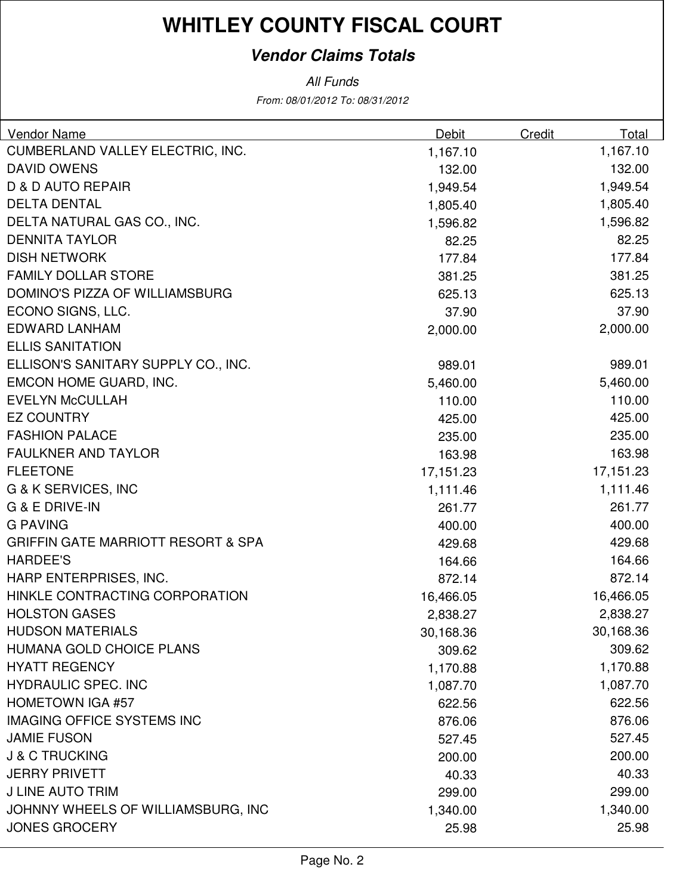# WHITLEY COUNTY FISCAL COURT

## *Vendor Claims Totals*

*All Funds*

*From: 08/01/2012 To: 08/31/2012*

| Vendor Name | Debit | Credit | Total |
|---|---|---|---|
| CUMBERLAND VALLEY ELECTRIC, INC. | 1,167.10 | | 1,167.10 |
| DAVID OWENS | 132.00 | | 132.00 |
| D & D AUTO REPAIR | 1,949.54 | | 1,949.54 |
| DELTA DENTAL | 1,805.40 | | 1,805.40 |
| DELTA NATURAL GAS CO., INC. | 1,596.82 | | 1,596.82 |
| DENNITA TAYLOR | 82.25 | | 82.25 |
| DISH NETWORK | 177.84 | | 177.84 |
| FAMILY DOLLAR STORE | 381.25 | | 381.25 |
| DOMINO'S PIZZA OF WILLIAMSBURG | 625.13 | | 625.13 |
| ECONO SIGNS, LLC. | 37.90 | | 37.90 |
| EDWARD LANHAM | 2,000.00 | | 2,000.00 |
| ELLIS SANITATION | | | |
| ELLISON'S SANITARY SUPPLY CO., INC. | 989.01 | | 989.01 |
| EMCON HOME GUARD, INC. | 5,460.00 | | 5,460.00 |
| EVELYN McCULLAH | 110.00 | | 110.00 |
| EZ COUNTRY | 425.00 | | 425.00 |
| FASHION PALACE | 235.00 | | 235.00 |
| FAULKNER AND TAYLOR | 163.98 | | 163.98 |
| FLEETONE | 17,151.23 | | 17,151.23 |
| G & K SERVICES, INC | 1,111.46 | | 1,111.46 |
| G & E DRIVE-IN | 261.77 | | 261.77 |
| G PAVING | 400.00 | | 400.00 |
| GRIFFIN GATE MARRIOTT RESORT & SPA | 429.68 | | 429.68 |
| HARDEE'S | 164.66 | | 164.66 |
| HARP ENTERPRISES, INC. | 872.14 | | 872.14 |
| HINKLE CONTRACTING CORPORATION | 16,466.05 | | 16,466.05 |
| HOLSTON GASES | 2,838.27 | | 2,838.27 |
| HUDSON MATERIALS | 30,168.36 | | 30,168.36 |
| HUMANA GOLD CHOICE PLANS | 309.62 | | 309.62 |
| HYATT REGENCY | 1,170.88 | | 1,170.88 |
| HYDRAULIC SPEC. INC | 1,087.70 | | 1,087.70 |
| HOMETOWN IGA #57 | 622.56 | | 622.56 |
| IMAGING OFFICE SYSTEMS INC | 876.06 | | 876.06 |
| JAMIE FUSON | 527.45 | | 527.45 |
| J & C TRUCKING | 200.00 | | 200.00 |
| JERRY PRIVETT | 40.33 | | 40.33 |
| J LINE AUTO TRIM | 299.00 | | 299.00 |
| JOHNNY WHEELS OF WILLIAMSBURG, INC | 1,340.00 | | 1,340.00 |
| JONES GROCERY | 25.98 | | 25.98 |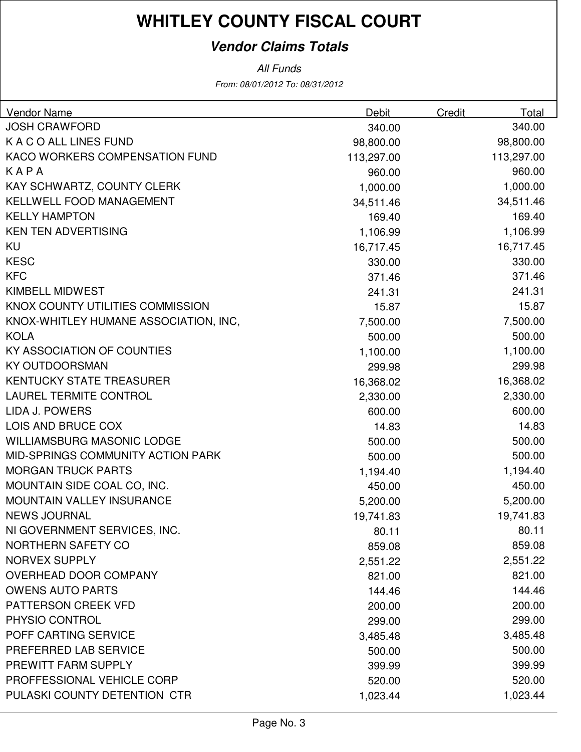# WHITLEY COUNTY FISCAL COURT

## *Vendor Claims Totals*

*All Funds*

*From: 08/01/2012 To: 08/31/2012*

| Vendor Name | Debit | Credit | Total |
|---|---|---|---|
| JOSH CRAWFORD | 340.00 | | 340.00 |
| K A C O ALL LINES FUND | 98,800.00 | | 98,800.00 |
| KACO WORKERS COMPENSATION FUND | 113,297.00 | | 113,297.00 |
| K A P A | 960.00 | | 960.00 |
| KAY SCHWARTZ, COUNTY CLERK | 1,000.00 | | 1,000.00 |
| KELLWELL FOOD MANAGEMENT | 34,511.46 | | 34,511.46 |
| KELLY HAMPTON | 169.40 | | 169.40 |
| KEN TEN ADVERTISING | 1,106.99 | | 1,106.99 |
| KU | 16,717.45 | | 16,717.45 |
| KESC | 330.00 | | 330.00 |
| KFC | 371.46 | | 371.46 |
| KIMBELL MIDWEST | 241.31 | | 241.31 |
| KNOX COUNTY UTILITIES COMMISSION | 15.87 | | 15.87 |
| KNOX-WHITLEY HUMANE ASSOCIATION, INC, | 7,500.00 | | 7,500.00 |
| KOLA | 500.00 | | 500.00 |
| KY ASSOCIATION OF COUNTIES | 1,100.00 | | 1,100.00 |
| KY OUTDOORSMAN | 299.98 | | 299.98 |
| KENTUCKY STATE TREASURER | 16,368.02 | | 16,368.02 |
| LAUREL TERMITE CONTROL | 2,330.00 | | 2,330.00 |
| LIDA J. POWERS | 600.00 | | 600.00 |
| LOIS AND BRUCE COX | 14.83 | | 14.83 |
| WILLIAMSBURG MASONIC LODGE | 500.00 | | 500.00 |
| MID-SPRINGS COMMUNITY ACTION PARK | 500.00 | | 500.00 |
| MORGAN TRUCK PARTS | 1,194.40 | | 1,194.40 |
| MOUNTAIN SIDE COAL CO, INC. | 450.00 | | 450.00 |
| MOUNTAIN VALLEY INSURANCE | 5,200.00 | | 5,200.00 |
| NEWS JOURNAL | 19,741.83 | | 19,741.83 |
| NI GOVERNMENT SERVICES, INC. | 80.11 | | 80.11 |
| NORTHERN SAFETY CO | 859.08 | | 859.08 |
| NORVEX SUPPLY | 2,551.22 | | 2,551.22 |
| OVERHEAD DOOR COMPANY | 821.00 | | 821.00 |
| OWENS AUTO PARTS | 144.46 | | 144.46 |
| PATTERSON CREEK VFD | 200.00 | | 200.00 |
| PHYSIO CONTROL | 299.00 | | 299.00 |
| POFF CARTING SERVICE | 3,485.48 | | 3,485.48 |
| PREFERRED LAB SERVICE | 500.00 | | 500.00 |
| PREWITT FARM SUPPLY | 399.99 | | 399.99 |
| PROFFESSIONAL VEHICLE CORP | 520.00 | | 520.00 |
| PULASKI COUNTY DETENTION CTR | 1,023.44 | | 1,023.44 |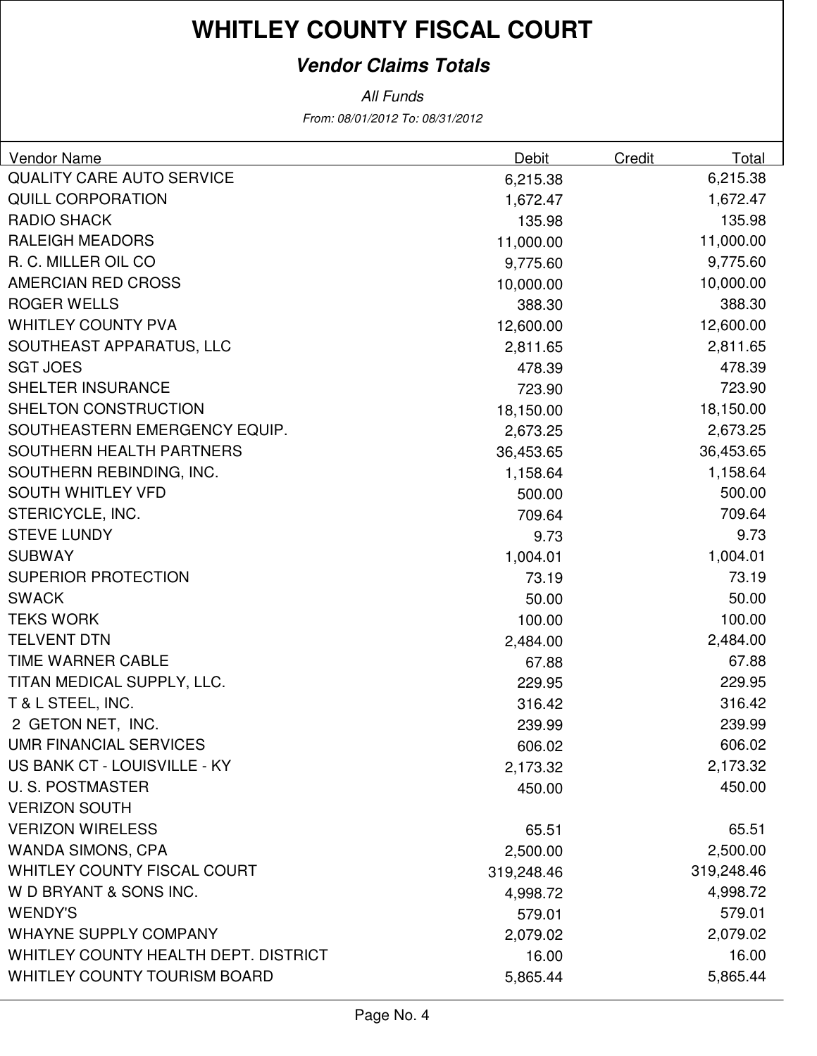# WHITLEY COUNTY FISCAL COURT

## *Vendor Claims Totals*

*All Funds*

*From: 08/01/2012 To: 08/31/2012*

| Vendor Name | Debit | Credit | Total |
|---|---|---|---|
| QUALITY CARE AUTO SERVICE | 6,215.38 | | 6,215.38 |
| QUILL CORPORATION | 1,672.47 | | 1,672.47 |
| RADIO SHACK | 135.98 | | 135.98 |
| RALEIGH MEADORS | 11,000.00 | | 11,000.00 |
| R. C. MILLER OIL CO | 9,775.60 | | 9,775.60 |
| AMERCIAN RED CROSS | 10,000.00 | | 10,000.00 |
| ROGER WELLS | 388.30 | | 388.30 |
| WHITLEY COUNTY PVA | 12,600.00 | | 12,600.00 |
| SOUTHEAST APPARATUS, LLC | 2,811.65 | | 2,811.65 |
| SGT JOES | 478.39 | | 478.39 |
| SHELTER INSURANCE | 723.90 | | 723.90 |
| SHELTON CONSTRUCTION | 18,150.00 | | 18,150.00 |
| SOUTHEASTERN EMERGENCY EQUIP. | 2,673.25 | | 2,673.25 |
| SOUTHERN HEALTH PARTNERS | 36,453.65 | | 36,453.65 |
| SOUTHERN REBINDING, INC. | 1,158.64 | | 1,158.64 |
| SOUTH WHITLEY VFD | 500.00 | | 500.00 |
| STERICYCLE, INC. | 709.64 | | 709.64 |
| STEVE LUNDY | 9.73 | | 9.73 |
| SUBWAY | 1,004.01 | | 1,004.01 |
| SUPERIOR PROTECTION | 73.19 | | 73.19 |
| SWACK | 50.00 | | 50.00 |
| TEKS WORK | 100.00 | | 100.00 |
| TELVENT DTN | 2,484.00 | | 2,484.00 |
| TIME WARNER CABLE | 67.88 | | 67.88 |
| TITAN MEDICAL SUPPLY, LLC. | 229.95 | | 229.95 |
| T & L STEEL, INC. | 316.42 | | 316.42 |
| 2 GETON NET, INC. | 239.99 | | 239.99 |
| UMR FINANCIAL SERVICES | 606.02 | | 606.02 |
| US BANK CT - LOUISVILLE - KY | 2,173.32 | | 2,173.32 |
| U. S. POSTMASTER | 450.00 | | 450.00 |
| VERIZON SOUTH | | | |
| VERIZON WIRELESS | 65.51 | | 65.51 |
| WANDA SIMONS, CPA | 2,500.00 | | 2,500.00 |
| WHITLEY COUNTY FISCAL COURT | 319,248.46 | | 319,248.46 |
| W D BRYANT & SONS INC. | 4,998.72 | | 4,998.72 |
| WENDY'S | 579.01 | | 579.01 |
| WHAYNE SUPPLY COMPANY | 2,079.02 | | 2,079.02 |
| WHITLEY COUNTY HEALTH DEPT. DISTRICT | 16.00 | | 16.00 |
| WHITLEY COUNTY TOURISM BOARD | 5,865.44 | | 5,865.44 |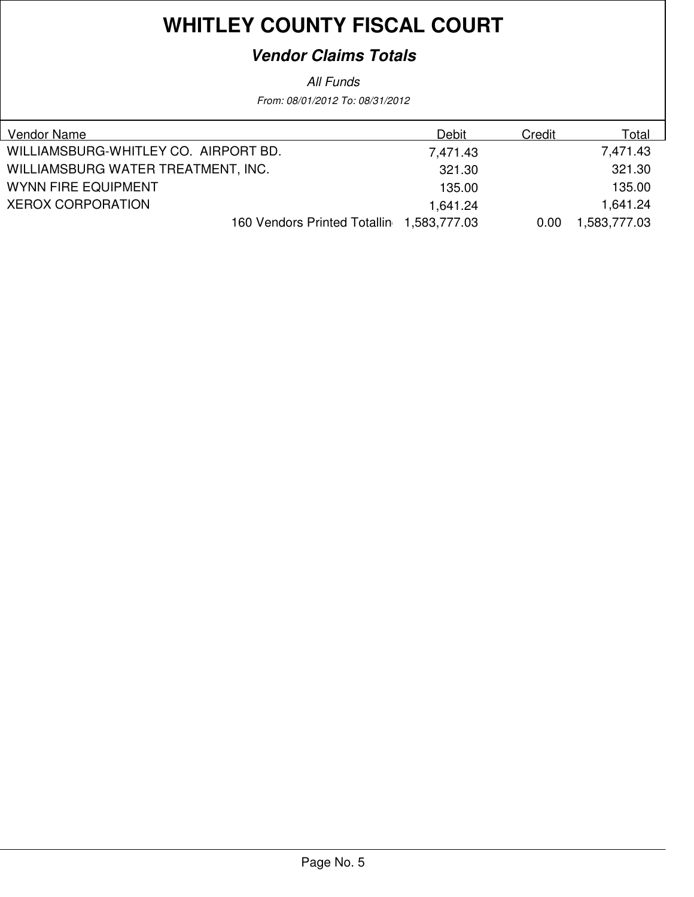# WHITLEY COUNTY FISCAL COURT

## *Vendor Claims Totals*

*All Funds*

*From: 08/01/2012 To: 08/31/2012*

| Vendor Name | Debit | Credit | Total |
|---|---|---|---|
| WILLIAMSBURG-WHITLEY CO. AIRPORT BD. | 7,471.43 | | 7,471.43 |
| WILLIAMSBURG WATER TREATMENT, INC. | 321.30 | | 321.30 |
| WYNN FIRE EQUIPMENT | 135.00 | | 135.00 |
| XEROX CORPORATION | 1,641.24 | | 1,641.24 |
| 160 Vendors Printed Totallin | 1,583,777.03 | 0.00 | 1,583,777.03 |